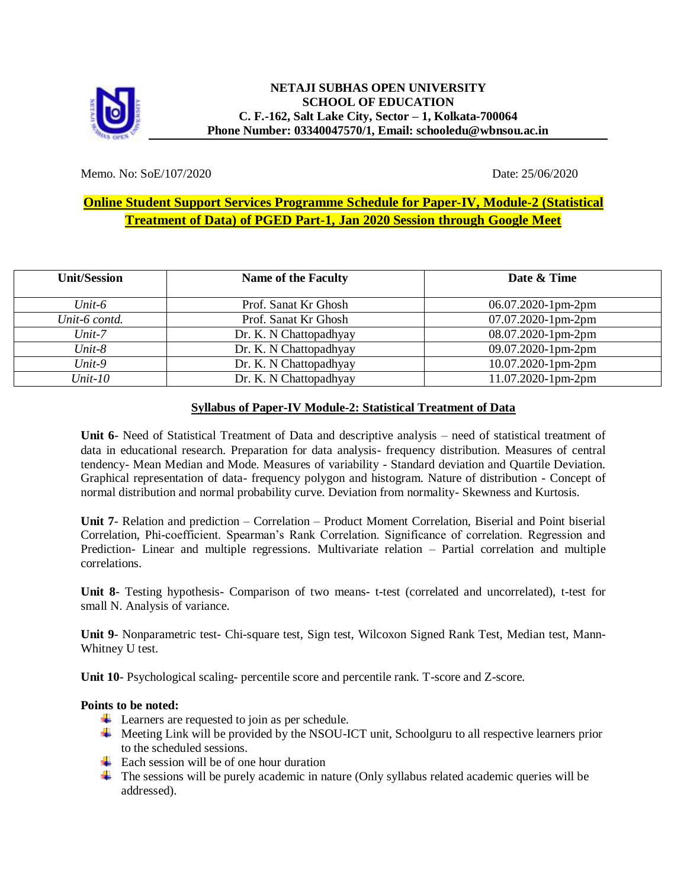**NETAJI SUBHAS OPEN UNIVERSITY**
**SCHOOL OF EDUCATION**
**C. F.-162, Salt Lake City, Sector – 1, Kolkata-700064**
**Phone Number: 03340047570/1, Email: schooledu@wbnsou.ac.in**

Memo. No: SoE/107/2020 Date: 25/06/2020

## Online Student Support Services Programme Schedule for Paper-IV, Module-2 (Statistical Treatment of Data) of PGED Part-1, Jan 2020 Session through Google Meet

| Unit/Session | Name of the Faculty | Date & Time |
|---|---|---|
| *Unit-6* | Prof. Sanat Kr Ghosh | 06.07.2020-1pm-2pm |
| *Unit-6 contd.* | Prof. Sanat Kr Ghosh | 07.07.2020-1pm-2pm |
| *Unit-7* | Dr. K. N Chattopadhyay | 08.07.2020-1pm-2pm |
| *Unit-8* | Dr. K. N Chattopadhyay | 09.07.2020-1pm-2pm |
| *Unit-9* | Dr. K. N Chattopadhyay | 10.07.2020-1pm-2pm |
| *Unit-10* | Dr. K. N Chattopadhyay | 11.07.2020-1pm-2pm |

### Syllabus of Paper-IV Module-2: Statistical Treatment of Data

**Unit 6**- Need of Statistical Treatment of Data and descriptive analysis – need of statistical treatment of data in educational research. Preparation for data analysis- frequency distribution. Measures of central tendency- Mean Median and Mode. Measures of variability - Standard deviation and Quartile Deviation. Graphical representation of data- frequency polygon and histogram. Nature of distribution - Concept of normal distribution and normal probability curve. Deviation from normality- Skewness and Kurtosis.

**Unit 7**- Relation and prediction – Correlation – Product Moment Correlation, Biserial and Point biserial Correlation, Phi-coefficient. Spearman's Rank Correlation. Significance of correlation. Regression and Prediction- Linear and multiple regressions. Multivariate relation – Partial correlation and multiple correlations.

**Unit 8**- Testing hypothesis- Comparison of two means- t-test (correlated and uncorrelated), t-test for small N. Analysis of variance.

**Unit 9**- Nonparametric test- Chi-square test, Sign test, Wilcoxon Signed Rank Test, Median test, Mann-Whitney U test.

**Unit 10**- Psychological scaling- percentile score and percentile rank. T-score and Z-score.

**Points to be noted:**

- Learners are requested to join as per schedule.
- Meeting Link will be provided by the NSOU-ICT unit, Schoolguru to all respective learners prior to the scheduled sessions.
- Each session will be of one hour duration
- The sessions will be purely academic in nature (Only syllabus related academic queries will be addressed).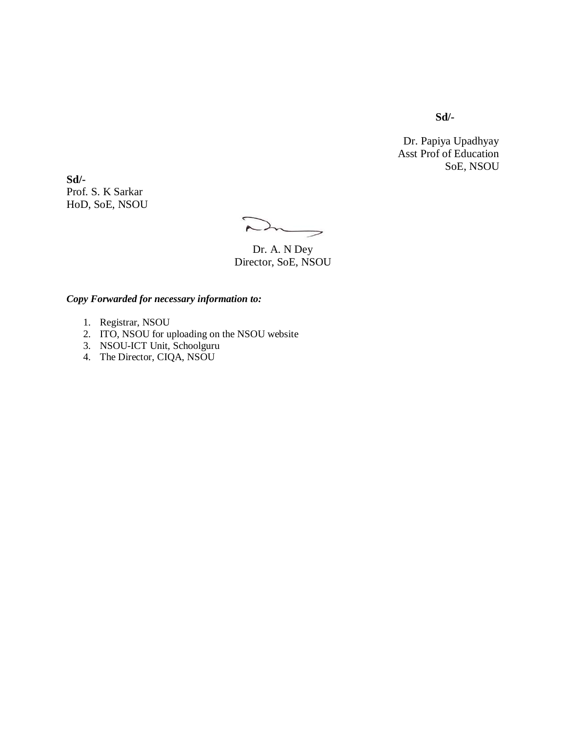**Sd/-**

Dr. Papiya Upadhyay
Asst Prof of Education
SoE, NSOU

**Sd/-**
Prof. S. K Sarkar
HoD, SoE, NSOU

Dr. A. N Dey
Director, SoE, NSOU

***Copy Forwarded for necessary information to:***

1. Registrar, NSOU
2. ITO, NSOU for uploading on the NSOU website
3. NSOU-ICT Unit, Schoolguru
4. The Director, CIQA, NSOU